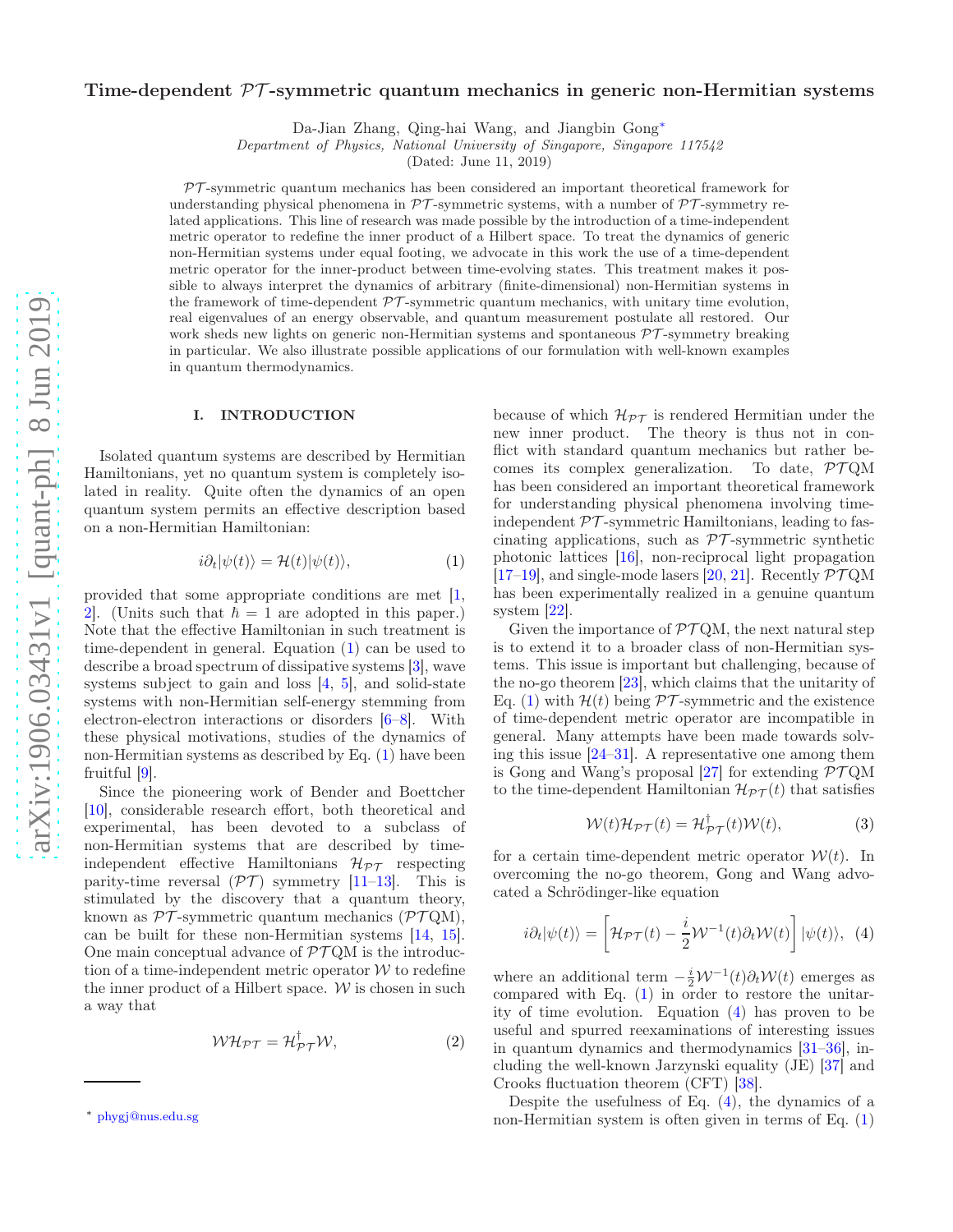# Time-dependent $\mathcal{PT}$-symmetric quantum mechanics in generic non-Hermitian systems

Da-Jian Zhang, Qing-hai Wang, and Jiangbin Gong*

*Department of Physics, National University of Singapore, Singapore 117542*

(Dated: June 11, 2019)

$\mathcal{PT}$-symmetric quantum mechanics has been considered an important theoretical framework for understanding physical phenomena in $\mathcal{PT}$-symmetric systems, with a number of $\mathcal{PT}$-symmetry related applications. This line of research was made possible by the introduction of a time-independent metric operator to redefine the inner product of a Hilbert space. To treat the dynamics of generic non-Hermitian systems under equal footing, we advocate in this work the use of a time-dependent metric operator for the inner-product between time-evolving states. This treatment makes it possible to always interpret the dynamics of arbitrary (finite-dimensional) non-Hermitian systems in the framework of time-dependent $\mathcal{PT}$-symmetric quantum mechanics, with unitary time evolution, real eigenvalues of an energy observable, and quantum measurement postulate all restored. Our work sheds new lights on generic non-Hermitian systems and spontaneous $\mathcal{PT}$-symmetry breaking in particular. We also illustrate possible applications of our formulation with well-known examples in quantum thermodynamics.

## I. INTRODUCTION

Isolated quantum systems are described by Hermitian Hamiltonians, yet no quantum system is completely isolated in reality. Quite often the dynamics of an open quantum system permits an effective description based on a non-Hermitian Hamiltonian:

$$i\partial_t|\psi(t)\rangle = \mathcal{H}(t)|\psi(t)\rangle, \tag{1}$$

provided that some appropriate conditions are met [1, 2]. (Units such that $\hbar = 1$ are adopted in this paper.) Note that the effective Hamiltonian in such treatment is time-dependent in general. Equation (1) can be used to describe a broad spectrum of dissipative systems [3], wave systems subject to gain and loss [4, 5], and solid-state systems with non-Hermitian self-energy stemming from electron-electron interactions or disorders [6–8]. With these physical motivations, studies of the dynamics of non-Hermitian systems as described by Eq. (1) have been fruitful [9].

Since the pioneering work of Bender and Boettcher [10], considerable research effort, both theoretical and experimental, has been devoted to a subclass of non-Hermitian systems that are described by time-independent effective Hamiltonians $\mathcal{H}_{\mathcal{PT}}$ respecting parity-time reversal ($\mathcal{PT}$) symmetry [11–13]. This is stimulated by the discovery that a quantum theory, known as $\mathcal{PT}$-symmetric quantum mechanics ($\mathcal{PT}$QM), can be built for these non-Hermitian systems [14, 15]. One main conceptual advance of $\mathcal{PT}$QM is the introduction of a time-independent metric operator $\mathcal{W}$ to redefine the inner product of a Hilbert space. $\mathcal{W}$ is chosen in such a way that

$$\mathcal{W}\mathcal{H}_{\mathcal{PT}} = \mathcal{H}^{\dagger}_{\mathcal{PT}}\mathcal{W}, \tag{2}$$

because of which $\mathcal{H}_{\mathcal{PT}}$ is rendered Hermitian under the new inner product. The theory is thus not in conflict with standard quantum mechanics but rather becomes its complex generalization. To date, $\mathcal{PT}$QM has been considered an important theoretical framework for understanding physical phenomena involving time-independent $\mathcal{PT}$-symmetric Hamiltonians, leading to fascinating applications, such as $\mathcal{PT}$-symmetric synthetic photonic lattices [16], non-reciprocal light propagation [17–19], and single-mode lasers [20, 21]. Recently $\mathcal{PT}$QM has been experimentally realized in a genuine quantum system [22].

Given the importance of $\mathcal{PT}$QM, the next natural step is to extend it to a broader class of non-Hermitian systems. This issue is important but challenging, because of the no-go theorem [23], which claims that the unitarity of Eq. (1) with $\mathcal{H}(t)$ being $\mathcal{PT}$-symmetric and the existence of time-dependent metric operator are incompatible in general. Many attempts have been made towards solving this issue [24–31]. A representative one among them is Gong and Wang's proposal [27] for extending $\mathcal{PT}$QM to the time-dependent Hamiltonian $\mathcal{H}_{\mathcal{PT}}(t)$ that satisfies

$$\mathcal{W}(t)\mathcal{H}_{\mathcal{PT}}(t) = \mathcal{H}^{\dagger}_{\mathcal{PT}}(t)\mathcal{W}(t), \tag{3}$$

for a certain time-dependent metric operator $\mathcal{W}(t)$. In overcoming the no-go theorem, Gong and Wang advocated a Schrödinger-like equation

$$i\partial_t|\psi(t)\rangle = \left[\mathcal{H}_{\mathcal{PT}}(t) - \frac{i}{2}\mathcal{W}^{-1}(t)\partial_t\mathcal{W}(t)\right]|\psi(t)\rangle, \tag{4}$$

where an additional term $-\frac{i}{2}\mathcal{W}^{-1}(t)\partial_t\mathcal{W}(t)$ emerges as compared with Eq. (1) in order to restore the unitarity of time evolution. Equation (4) has proven to be useful and spurred reexaminations of interesting issues in quantum dynamics and thermodynamics [31–36], including the well-known Jarzynski equality (JE) [37] and Crooks fluctuation theorem (CFT) [38].

Despite the usefulness of Eq. (4), the dynamics of a non-Hermitian system is often given in terms of Eq. (1)

---

* phygj@nus.edu.sg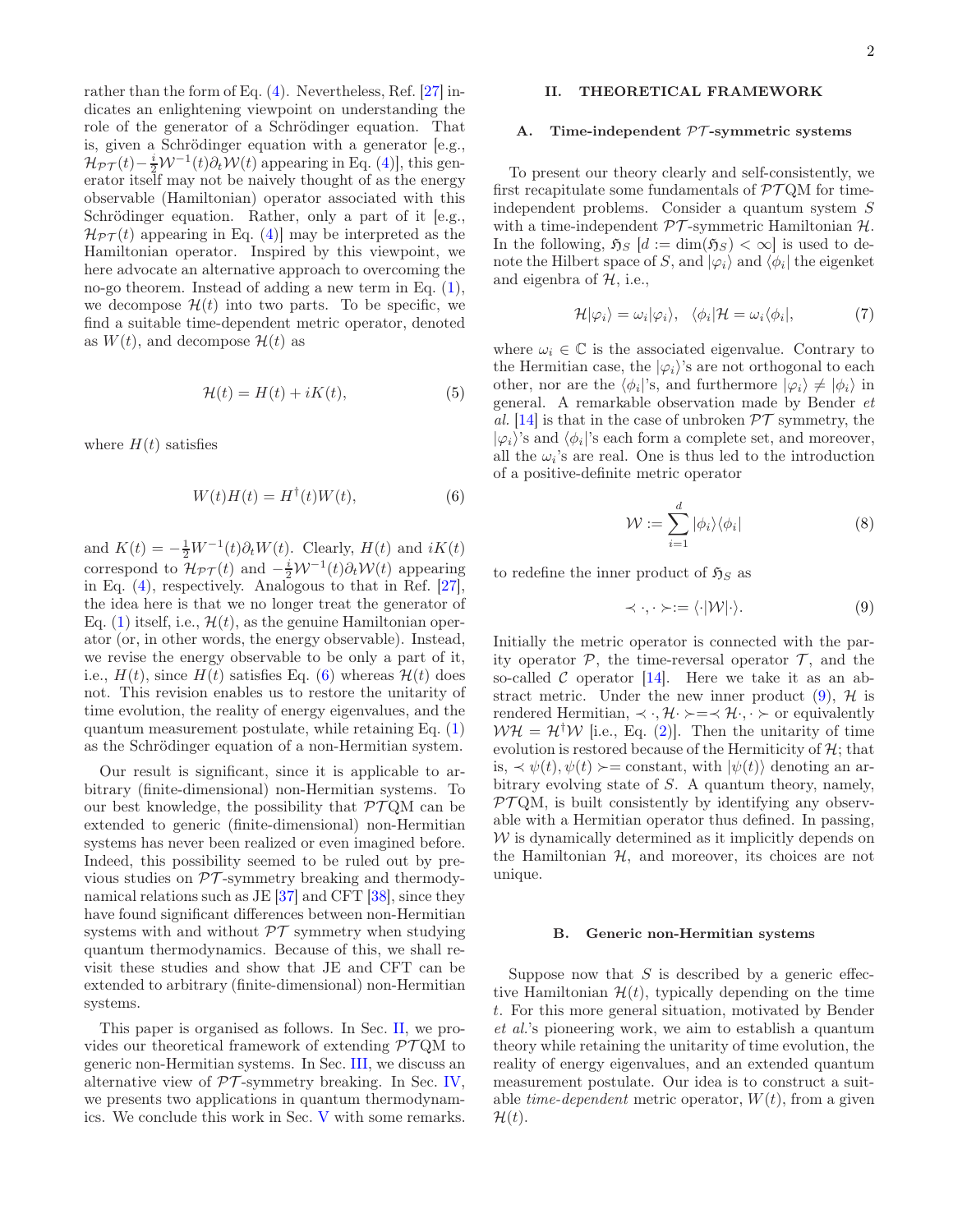rather than the form of Eq. (4). Nevertheless, Ref. [27] indicates an enlightening viewpoint on understanding the role of the generator of a Schrödinger equation. That is, given a Schrödinger equation with a generator [e.g., $\mathcal{H}_{\mathcal{PT}}(t) - \frac{i}{2}\mathcal{W}^{-1}(t)\partial_t \mathcal{W}(t)$ appearing in Eq. (4)], this generator itself may not be naively thought of as the energy observable (Hamiltonian) operator associated with this Schrödinger equation. Rather, only a part of it [e.g., $\mathcal{H}_{\mathcal{PT}}(t)$ appearing in Eq. (4)] may be interpreted as the Hamiltonian operator. Inspired by this viewpoint, we here advocate an alternative approach to overcoming the no-go theorem. Instead of adding a new term in Eq. (1), we decompose $\mathcal{H}(t)$ into two parts. To be specific, we find a suitable time-dependent metric operator, denoted as $W(t)$, and decompose $\mathcal{H}(t)$ as

$$\mathcal{H}(t) = H(t) + iK(t), \tag{5}$$

where $H(t)$ satisfies

$$W(t)H(t) = H^{\dagger}(t)W(t), \tag{6}$$

and $K(t) = -\frac{1}{2}W^{-1}(t)\partial_t W(t)$. Clearly, $H(t)$ and $iK(t)$ correspond to $\mathcal{H}_{\mathcal{PT}}(t)$ and $-\frac{i}{2}\mathcal{W}^{-1}(t)\partial_t \mathcal{W}(t)$ appearing in Eq. (4), respectively. Analogous to that in Ref. [27], the idea here is that we no longer treat the generator of Eq. (1) itself, i.e., $\mathcal{H}(t)$, as the genuine Hamiltonian operator (or, in other words, the energy observable). Instead, we revise the energy observable to be only a part of it, i.e., $H(t)$, since $H(t)$ satisfies Eq. (6) whereas $\mathcal{H}(t)$ does not. This revision enables us to restore the unitarity of time evolution, the reality of energy eigenvalues, and the quantum measurement postulate, while retaining Eq. (1) as the Schrödinger equation of a non-Hermitian system.

Our result is significant, since it is applicable to arbitrary (finite-dimensional) non-Hermitian systems. To our best knowledge, the possibility that $\mathcal{PT}$QM can be extended to generic (finite-dimensional) non-Hermitian systems has never been realized or even imagined before. Indeed, this possibility seemed to be ruled out by previous studies on $\mathcal{PT}$-symmetry breaking and thermodynamical relations such as JE [37] and CFT [38], since they have found significant differences between non-Hermitian systems with and without $\mathcal{PT}$ symmetry when studying quantum thermodynamics. Because of this, we shall revisit these studies and show that JE and CFT can be extended to arbitrary (finite-dimensional) non-Hermitian systems.

This paper is organised as follows. In Sec. II, we provides our theoretical framework of extending $\mathcal{PT}$QM to generic non-Hermitian systems. In Sec. III, we discuss an alternative view of $\mathcal{PT}$-symmetry breaking. In Sec. IV, we presents two applications in quantum thermodynamics. We conclude this work in Sec. V with some remarks.

## II. THEORETICAL FRAMEWORK

### A. Time-independent $\mathcal{PT}$-symmetric systems

To present our theory clearly and self-consistently, we first recapitulate some fundamentals of $\mathcal{PT}$QM for time-independent problems. Consider a quantum system $S$ with a time-independent $\mathcal{PT}$-symmetric Hamiltonian $\mathcal{H}$. In the following, $\mathfrak{H}_S$ [$d := \dim(\mathfrak{H}_S) < \infty$] is used to denote the Hilbert space of $S$, and $|\varphi_i\rangle$ and $\langle\phi_i|$ the eigenket and eigenbra of $\mathcal{H}$, i.e.,

$$\mathcal{H}|\varphi_i\rangle = \omega_i|\varphi_i\rangle, \quad \langle\phi_i|\mathcal{H} = \omega_i\langle\phi_i|, \tag{7}$$

where $\omega_i \in \mathbb{C}$ is the associated eigenvalue. Contrary to the Hermitian case, the $|\varphi_i\rangle$'s are not orthogonal to each other, nor are the $\langle\phi_i|$'s, and furthermore $|\varphi_i\rangle \neq |\phi_i\rangle$ in general. A remarkable observation made by Bender *et al.* [14] is that in the case of unbroken $\mathcal{PT}$ symmetry, the $|\varphi_i\rangle$'s and $\langle\phi_i|$'s each form a complete set, and moreover, all the $\omega_i$'s are real. One is thus led to the introduction of a positive-definite metric operator

$$\mathcal{W} := \sum_{i=1}^{d} |\phi_i\rangle\langle\phi_i| \tag{8}$$

to redefine the inner product of $\mathfrak{H}_S$ as

$$\prec \cdot, \cdot \succ := \langle\cdot|\mathcal{W}|\cdot\rangle. \tag{9}$$

Initially the metric operator is connected with the parity operator $\mathcal{P}$, the time-reversal operator $\mathcal{T}$, and the so-called $\mathcal{C}$ operator [14]. Here we take it as an abstract metric. Under the new inner product (9), $\mathcal{H}$ is rendered Hermitian, $\prec \cdot, \mathcal{H}\cdot \succ = \prec \mathcal{H}\cdot, \cdot \succ$ or equivalently $\mathcal{W}\mathcal{H} = \mathcal{H}^{\dagger}\mathcal{W}$ [i.e., Eq. (2)]. Then the unitarity of time evolution is restored because of the Hermiticity of $\mathcal{H}$; that is, $\prec \psi(t), \psi(t) \succ =$ constant, with $|\psi(t)\rangle$ denoting an arbitrary evolving state of $S$. A quantum theory, namely, $\mathcal{PT}$QM, is built consistently by identifying any observable with a Hermitian operator thus defined. In passing, $\mathcal{W}$ is dynamically determined as it implicitly depends on the Hamiltonian $\mathcal{H}$, and moreover, its choices are not unique.

### B. Generic non-Hermitian systems

Suppose now that $S$ is described by a generic effective Hamiltonian $\mathcal{H}(t)$, typically depending on the time $t$. For this more general situation, motivated by Bender *et al.*'s pioneering work, we aim to establish a quantum theory while retaining the unitarity of time evolution, the reality of energy eigenvalues, and an extended quantum measurement postulate. Our idea is to construct a suitable *time-dependent* metric operator, $W(t)$, from a given $\mathcal{H}(t)$.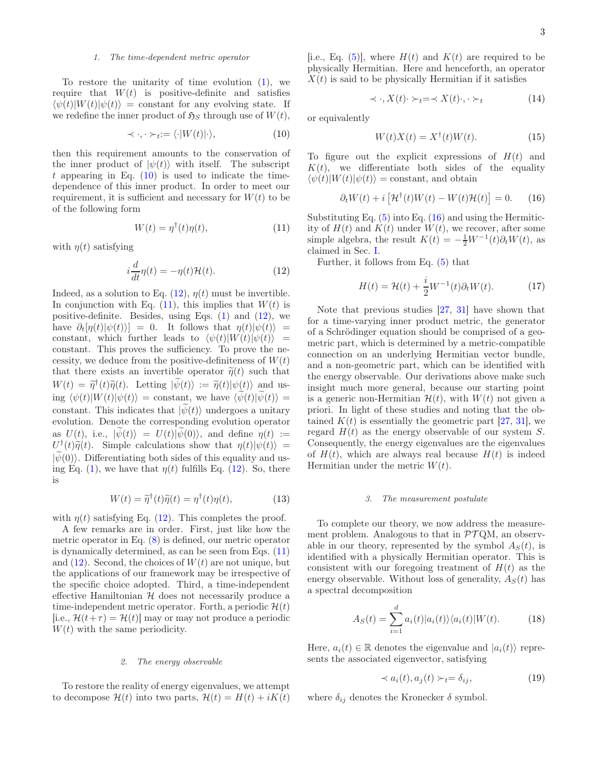#### 1. The time-dependent metric operator

To restore the unitarity of time evolution (1), we require that $W(t)$ is positive-definite and satisfies $\langle\psi(t)|W(t)|\psi(t)\rangle$ = constant for any evolving state. If we redefine the inner product of $\mathfrak{H}_S$ through use of $W(t)$,

$$\prec\cdot,\cdot\succ_t := \langle\cdot|W(t)|\cdot\rangle, \tag{10}$$

then this requirement amounts to the conservation of the inner product of $|\psi(t)\rangle$ with itself. The subscript $t$ appearing in Eq. (10) is used to indicate the time-dependence of this inner product. In order to meet our requirement, it is sufficient and necessary for $W(t)$ to be of the following form

$$W(t) = \eta^\dagger(t)\eta(t), \tag{11}$$

with $\eta(t)$ satisfying

$$i\frac{d}{dt}\eta(t) = -\eta(t)\mathcal{H}(t). \tag{12}$$

Indeed, as a solution to Eq. (12), $\eta(t)$ must be invertible. In conjunction with Eq. (11), this implies that $W(t)$ is positive-definite. Besides, using Eqs. (1) and (12), we have $\partial_t[\eta(t)|\psi(t)\rangle] = 0$. It follows that $\eta(t)|\psi(t)\rangle$ = constant, which further leads to $\langle\psi(t)|W(t)|\psi(t)\rangle$ = constant. This proves the sufficiency. To prove the necessity, we deduce from the positive-definiteness of $W(t)$ that there exists an invertible operator $\widetilde{\eta}(t)$ such that $W(t) = \widetilde{\eta}^\dagger(t)\widetilde{\eta}(t)$. Letting $|\widetilde{\psi}(t)\rangle := \widetilde{\eta}(t)|\psi(t)\rangle$ and using $\langle\psi(t)|W(t)|\psi(t)\rangle$ = constant, we have $\langle\widetilde{\psi}(t)|\widetilde{\psi}(t)\rangle$ = constant. This indicates that $|\widetilde{\psi}(t)\rangle$ undergoes a unitary evolution. Denote the corresponding evolution operator as $U(t)$, i.e., $|\widetilde{\psi}(t)\rangle = U(t)|\widetilde{\psi}(0)\rangle$, and define $\eta(t) := U^\dagger(t)\widetilde{\eta}(t)$. Simple calculations show that $\eta(t)|\psi(t)\rangle = |\widetilde{\psi}(0)\rangle$. Differentiating both sides of this equality and using Eq. (1), we have that $\eta(t)$ fulfills Eq. (12). So, there is

$$W(t) = \widetilde{\eta}^\dagger(t)\widetilde{\eta}(t) = \eta^\dagger(t)\eta(t), \tag{13}$$

with $\eta(t)$ satisfying Eq. (12). This completes the proof.

A few remarks are in order. First, just like how the metric operator in Eq. (8) is defined, our metric operator is dynamically determined, as can be seen from Eqs. (11) and (12). Second, the choices of $W(t)$ are not unique, but the applications of our framework may be irrespective of the specific choice adopted. Third, a time-independent effective Hamiltonian $\mathcal{H}$ does not necessarily produce a time-independent metric operator. Forth, a periodic $\mathcal{H}(t)$ [i.e., $\mathcal{H}(t+\tau) = \mathcal{H}(t)$] may or may not produce a periodic $W(t)$ with the same periodicity.

#### 2. The energy observable

To restore the reality of energy eigenvalues, we attempt to decompose $\mathcal{H}(t)$ into two parts, $\mathcal{H}(t) = H(t) + iK(t)$ [i.e., Eq. (5)], where $H(t)$ and $K(t)$ are required to be physically Hermitian. Here and henceforth, an operator $X(t)$ is said to be physically Hermitian if it satisfies

$$\prec\cdot, X(t)\cdot\succ_t = \prec X(t)\cdot,\cdot\succ_t \tag{14}$$

or equivalently

$$W(t)X(t) = X^\dagger(t)W(t). \tag{15}$$

To figure out the explicit expressions of $H(t)$ and $K(t)$, we differentiate both sides of the equality $\langle\psi(t)|W(t)|\psi(t)\rangle$ = constant, and obtain

$$\partial_t W(t) + i\left[\mathcal{H}^\dagger(t)W(t) - W(t)\mathcal{H}(t)\right] = 0. \tag{16}$$

Substituting Eq. (5) into Eq. (16) and using the Hermiticity of $H(t)$ and $K(t)$ under $W(t)$, we recover, after some simple algebra, the result $K(t) = -\frac{1}{2}W^{-1}(t)\partial_t W(t)$, as claimed in Sec. I.

Further, it follows from Eq. (5) that

$$H(t) = \mathcal{H}(t) + \frac{i}{2}W^{-1}(t)\partial_t W(t). \tag{17}$$

Note that previous studies [27, 31] have shown that for a time-varying inner product metric, the generator of a Schrödinger equation should be comprised of a geometric part, which is determined by a metric-compatible connection on an underlying Hermitian vector bundle, and a non-geometric part, which can be identified with the energy observable. Our derivations above make such insight much more general, because our starting point is a generic non-Hermitian $\mathcal{H}(t)$, with $W(t)$ not given a priori. In light of these studies and noting that the obtained $K(t)$ is essentially the geometric part [27, 31], we regard $H(t)$ as the energy observable of our system $S$. Consequently, the energy eigenvalues are the eigenvalues of $H(t)$, which are always real because $H(t)$ is indeed Hermitian under the metric $W(t)$.

#### 3. The measurement postulate

To complete our theory, we now address the measurement problem. Analogous to that in $\mathcal{PT}$QM, an observable in our theory, represented by the symbol $A_S(t)$, is identified with a physically Hermitian operator. This is consistent with our foregoing treatment of $H(t)$ as the energy observable. Without loss of generality, $A_S(t)$ has a spectral decomposition

$$A_S(t) = \sum_{i=1}^{d} a_i(t)|a_i(t)\rangle\langle a_i(t)|W(t). \tag{18}$$

Here, $a_i(t) \in \mathbb{R}$ denotes the eigenvalue and $|a_i(t)\rangle$ represents the associated eigenvector, satisfying

$$\prec a_i(t), a_j(t)\succ_t = \delta_{ij}, \tag{19}$$

where $\delta_{ij}$ denotes the Kronecker $\delta$ symbol.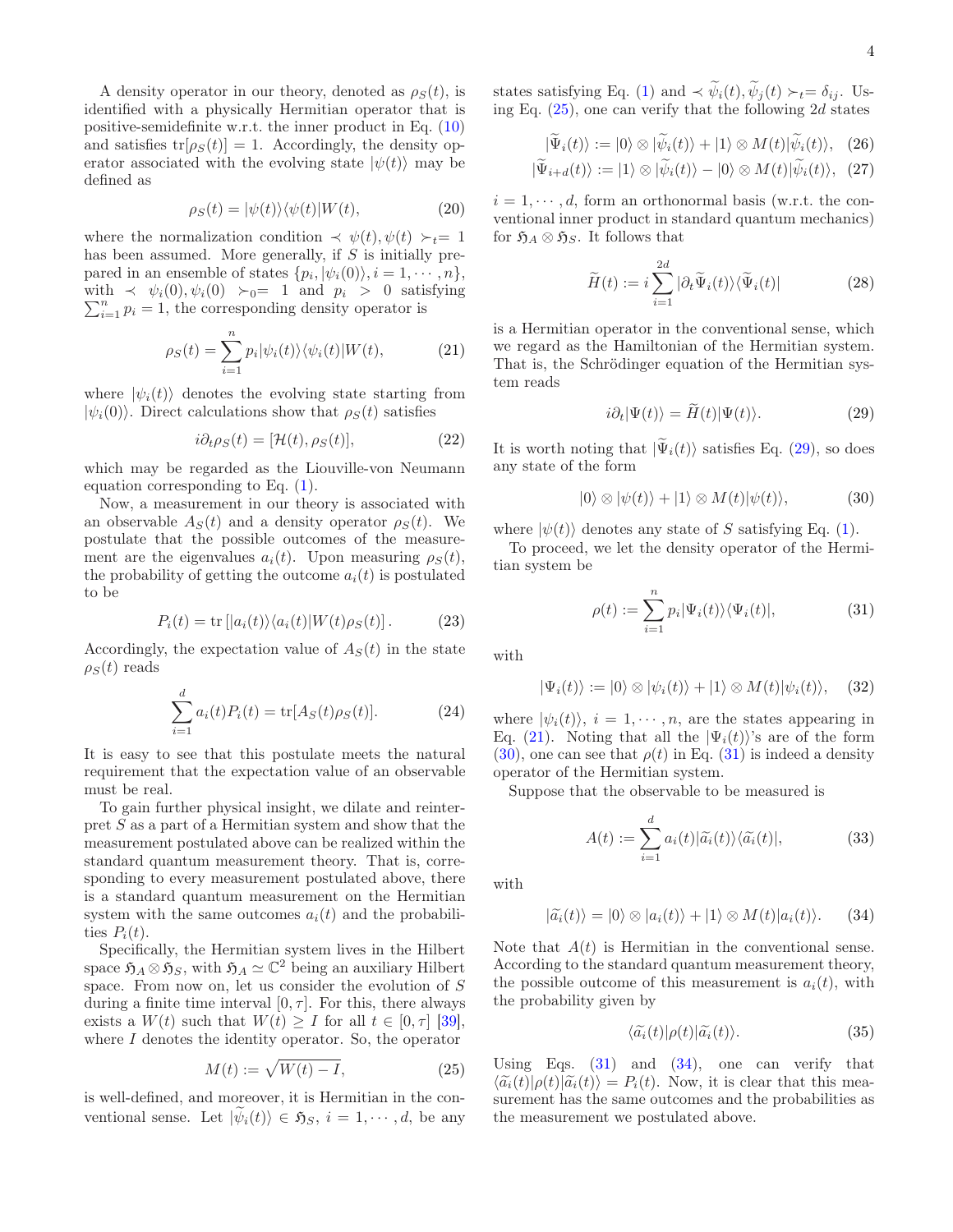A density operator in our theory, denoted as $\rho_S(t)$, is identified with a physically Hermitian operator that is positive-semidefinite w.r.t. the inner product in Eq. (10) and satisfies $\mathrm{tr}[\rho_S(t)] = 1$. Accordingly, the density operator associated with the evolving state $|\psi(t)\rangle$ may be defined as

$$\rho_S(t) = |\psi(t)\rangle\langle\psi(t)|W(t), \tag{20}$$

where the normalization condition $\prec \psi(t), \psi(t) \succ_t = 1$ has been assumed. More generally, if $S$ is initially prepared in an ensemble of states $\{p_i, |\psi_i(0)\rangle, i = 1, \cdots, n\}$, with $\prec \psi_i(0), \psi_i(0) \succ_0 = 1$ and $p_i > 0$ satisfying $\sum_{i=1}^{n} p_i = 1$, the corresponding density operator is

$$\rho_S(t) = \sum_{i=1}^{n} p_i |\psi_i(t)\rangle\langle\psi_i(t)|W(t), \tag{21}$$

where $|\psi_i(t)\rangle$ denotes the evolving state starting from $|\psi_i(0)\rangle$. Direct calculations show that $\rho_S(t)$ satisfies

$$i\partial_t \rho_S(t) = [\mathcal{H}(t), \rho_S(t)], \tag{22}$$

which may be regarded as the Liouville-von Neumann equation corresponding to Eq. (1).

Now, a measurement in our theory is associated with an observable $A_S(t)$ and a density operator $\rho_S(t)$. We postulate that the possible outcomes of the measurement are the eigenvalues $a_i(t)$. Upon measuring $\rho_S(t)$, the probability of getting the outcome $a_i(t)$ is postulated to be

$$P_i(t) = \mathrm{tr}\left[|a_i(t)\rangle\langle a_i(t)|W(t)\rho_S(t)\right]. \tag{23}$$

Accordingly, the expectation value of $A_S(t)$ in the state $\rho_S(t)$ reads

$$\sum_{i=1}^{d} a_i(t) P_i(t) = \mathrm{tr}[A_S(t)\rho_S(t)]. \tag{24}$$

It is easy to see that this postulate meets the natural requirement that the expectation value of an observable must be real.

To gain further physical insight, we dilate and reinterpret $S$ as a part of a Hermitian system and show that the measurement postulated above can be realized within the standard quantum measurement theory. That is, corresponding to every measurement postulated above, there is a standard quantum measurement on the Hermitian system with the same outcomes $a_i(t)$ and the probabilities $P_i(t)$.

Specifically, the Hermitian system lives in the Hilbert space $\mathfrak{H}_A \otimes \mathfrak{H}_S$, with $\mathfrak{H}_A \simeq \mathbb{C}^2$ being an auxiliary Hilbert space. From now on, let us consider the evolution of $S$ during a finite time interval $[0, \tau]$. For this, there always exists a $W(t)$ such that $W(t) \geq I$ for all $t \in [0, \tau]$ [39], where $I$ denotes the identity operator. So, the operator

$$M(t) := \sqrt{W(t) - I}, \tag{25}$$

is well-defined, and moreover, it is Hermitian in the conventional sense. Let $|\widetilde{\psi}_i(t)\rangle \in \mathfrak{H}_S$, $i = 1, \cdots, d$, be any states satisfying Eq. (1) and $\prec \widetilde{\psi}_i(t), \widetilde{\psi}_j(t) \succ_t = \delta_{ij}$. Using Eq. (25), one can verify that the following $2d$ states

$$|\widetilde{\Psi}_i(t)\rangle := |0\rangle \otimes |\widetilde{\psi}_i(t)\rangle + |1\rangle \otimes M(t)|\widetilde{\psi}_i(t)\rangle, \tag{26}$$

$$|\widetilde{\Psi}_{i+d}(t)\rangle := |1\rangle \otimes |\widetilde{\psi}_i(t)\rangle - |0\rangle \otimes M(t)|\widetilde{\psi}_i(t)\rangle, \tag{27}$$

$i = 1, \cdots, d$, form an orthonormal basis (w.r.t. the conventional inner product in standard quantum mechanics) for $\mathfrak{H}_A \otimes \mathfrak{H}_S$. It follows that

$$\widetilde{H}(t) := i \sum_{i=1}^{2d} |\partial_t \widetilde{\Psi}_i(t)\rangle\langle\widetilde{\Psi}_i(t)| \tag{28}$$

is a Hermitian operator in the conventional sense, which we regard as the Hamiltonian of the Hermitian system. That is, the Schrödinger equation of the Hermitian system reads

$$i\partial_t |\Psi(t)\rangle = \widetilde{H}(t)|\Psi(t)\rangle. \tag{29}$$

It is worth noting that $|\widetilde{\Psi}_i(t)\rangle$ satisfies Eq. (29), so does any state of the form

$$|0\rangle \otimes |\psi(t)\rangle + |1\rangle \otimes M(t)|\psi(t)\rangle, \tag{30}$$

where $|\psi(t)\rangle$ denotes any state of $S$ satisfying Eq. (1).

To proceed, we let the density operator of the Hermitian system be

$$\rho(t) := \sum_{i=1}^{n} p_i |\Psi_i(t)\rangle\langle\Psi_i(t)|, \tag{31}$$

with

$$|\Psi_i(t)\rangle := |0\rangle \otimes |\psi_i(t)\rangle + |1\rangle \otimes M(t)|\psi_i(t)\rangle, \tag{32}$$

where $|\psi_i(t)\rangle$, $i = 1, \cdots, n$, are the states appearing in Eq. (21). Noting that all the $|\Psi_i(t)\rangle$'s are of the form (30), one can see that $\rho(t)$ in Eq. (31) is indeed a density operator of the Hermitian system.

Suppose that the observable to be measured is

$$A(t) := \sum_{i=1}^{d} a_i(t) |\widetilde{a}_i(t)\rangle\langle\widetilde{a}_i(t)|, \tag{33}$$

with

$$|\widetilde{a}_i(t)\rangle = |0\rangle \otimes |a_i(t)\rangle + |1\rangle \otimes M(t)|a_i(t)\rangle. \tag{34}$$

Note that $A(t)$ is Hermitian in the conventional sense. According to the standard quantum measurement theory, the possible outcome of this measurement is $a_i(t)$, with the probability given by

$$\langle\widetilde{a}_i(t)|\rho(t)|\widetilde{a}_i(t)\rangle. \tag{35}$$

Using Eqs. (31) and (34), one can verify that $\langle\widetilde{a}_i(t)|\rho(t)|\widetilde{a}_i(t)\rangle = P_i(t)$. Now, it is clear that this measurement has the same outcomes and the probabilities as the measurement we postulated above.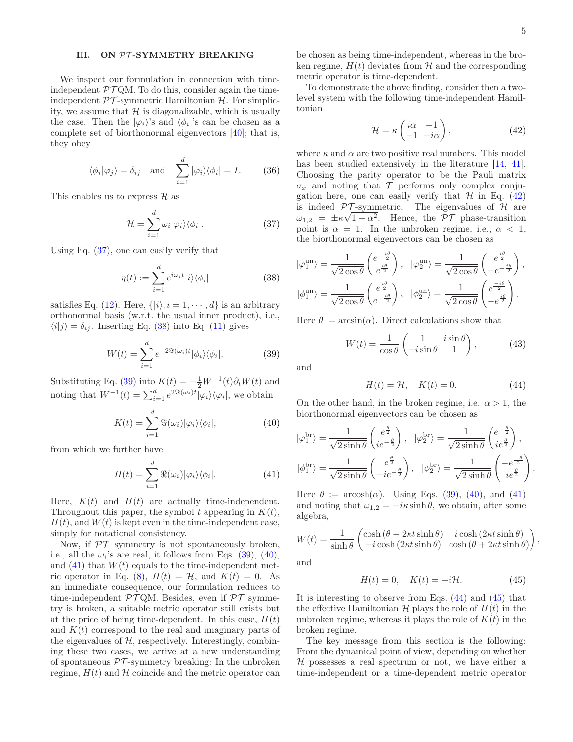## III. ON $\mathcal{PT}$-SYMMETRY BREAKING

We inspect our formulation in connection with time-independent $\mathcal{PT}$QM. To do this, consider again the time-independent $\mathcal{PT}$-symmetric Hamiltonian $\mathcal{H}$. For simplicity, we assume that $\mathcal{H}$ is diagonalizable, which is usually the case. Then the $|\varphi_i\rangle$'s and $\langle\phi_i|$'s can be chosen as a complete set of biorthonormal eigenvectors [40]; that is, they obey

$$\langle\phi_i|\varphi_j\rangle = \delta_{ij} \quad \text{and} \quad \sum_{i=1}^{d} |\varphi_i\rangle\langle\phi_i| = I. \tag{36}$$

This enables us to express $\mathcal{H}$ as

$$\mathcal{H} = \sum_{i=1}^{d} \omega_i |\varphi_i\rangle\langle\phi_i|. \tag{37}$$

Using Eq. (37), one can easily verify that

$$\eta(t) := \sum_{i=1}^{d} e^{i\omega_i t} |i\rangle\langle\phi_i| \tag{38}$$

satisfies Eq. (12). Here, $\{|i\rangle, i = 1, \cdots, d\}$ is an arbitrary orthonormal basis (w.r.t. the usual inner product), i.e., $\langle i|j\rangle = \delta_{ij}$. Inserting Eq. (38) into Eq. (11) gives

$$W(t) = \sum_{i=1}^{d} e^{-2\Im(\omega_i)t} |\phi_i\rangle\langle\phi_i|. \tag{39}$$

Substituting Eq. (39) into $K(t) = -\frac{1}{2}W^{-1}(t)\partial_t W(t)$ and noting that $W^{-1}(t) = \sum_{i=1}^{d} e^{2\Im(\omega_i)t}|\varphi_i\rangle\langle\varphi_i|$, we obtain

$$K(t) = \sum_{i=1}^{d} \Im(\omega_i) |\varphi_i\rangle\langle\phi_i|, \tag{40}$$

from which we further have

$$H(t) = \sum_{i=1}^{d} \Re(\omega_i) |\varphi_i\rangle\langle\phi_i|. \tag{41}$$

Here, $K(t)$ and $H(t)$ are actually time-independent. Throughout this paper, the symbol $t$ appearing in $K(t)$, $H(t)$, and $W(t)$ is kept even in the time-independent case, simply for notational consistency.

Now, if $\mathcal{PT}$ symmetry is not spontaneously broken, i.e., all the $\omega_i$'s are real, it follows from Eqs. (39), (40), and (41) that $W(t)$ equals to the time-independent metric operator in Eq. (8), $H(t) = \mathcal{H}$, and $K(t) = 0$. As an immediate consequence, our formulation reduces to time-independent $\mathcal{PT}$QM. Besides, even if $\mathcal{PT}$ symmetry is broken, a suitable metric operator still exists but at the price of being time-dependent. In this case, $H(t)$ and $K(t)$ correspond to the real and imaginary parts of the eigenvalues of $\mathcal{H}$, respectively. Interestingly, combining these two cases, we arrive at a new understanding of spontaneous $\mathcal{PT}$-symmetry breaking: In the unbroken regime, $H(t)$ and $\mathcal{H}$ coincide and the metric operator can be chosen as being time-independent, whereas in the broken regime, $H(t)$ deviates from $\mathcal{H}$ and the corresponding metric operator is time-dependent.

To demonstrate the above finding, consider then a two-level system with the following time-independent Hamiltonian

$$\mathcal{H} = \kappa \begin{pmatrix} i\alpha & -1 \\ -1 & -i\alpha \end{pmatrix}, \tag{42}$$

where $\kappa$ and $\alpha$ are two positive real numbers. This model has been studied extensively in the literature [14, 41]. Choosing the parity operator to be the Pauli matrix $\sigma_x$ and noting that $\mathcal{T}$ performs only complex conjugation here, one can easily verify that $\mathcal{H}$ in Eq. (42) is indeed $\mathcal{PT}$-symmetric. The eigenvalues of $\mathcal{H}$ are $\omega_{1,2} = \pm\kappa\sqrt{1-\alpha^2}$. Hence, the $\mathcal{PT}$ phase-transition point is $\alpha = 1$. In the unbroken regime, i.e., $\alpha < 1$, the biorthonormal eigenvectors can be chosen as

$$|\varphi_1^{\text{un}}\rangle = \frac{1}{\sqrt{2\cos\theta}} \begin{pmatrix} e^{-\frac{i\theta}{2}} \\ e^{\frac{i\theta}{2}} \end{pmatrix}, \quad |\varphi_2^{\text{un}}\rangle = \frac{1}{\sqrt{2\cos\theta}} \begin{pmatrix} e^{\frac{i\theta}{2}} \\ -e^{-\frac{i\theta}{2}} \end{pmatrix},$$

$$|\phi_1^{\text{un}}\rangle = \frac{1}{\sqrt{2\cos\theta}} \begin{pmatrix} e^{\frac{i\theta}{2}} \\ e^{-\frac{i\theta}{2}} \end{pmatrix}, \quad |\phi_2^{\text{un}}\rangle = \frac{1}{\sqrt{2\cos\theta}} \begin{pmatrix} e^{\frac{-i\theta}{2}} \\ -e^{\frac{i\theta}{2}} \end{pmatrix}.$$

Here $\theta := \arcsin(\alpha)$. Direct calculations show that

$$W(t) = \frac{1}{\cos\theta} \begin{pmatrix} 1 & i\sin\theta \\ -i\sin\theta & 1 \end{pmatrix}, \tag{43}$$

and

$$H(t) = \mathcal{H}, \quad K(t) = 0. \tag{44}$$

On the other hand, in the broken regime, i.e. $\alpha > 1$, the biorthonormal eigenvectors can be chosen as

$$|\varphi_1^{\text{br}}\rangle = \frac{1}{\sqrt{2\sinh\theta}} \begin{pmatrix} e^{\frac{\theta}{2}} \\ ie^{-\frac{\theta}{2}} \end{pmatrix}, \quad |\varphi_2^{\text{br}}\rangle = \frac{1}{\sqrt{2\sinh\theta}} \begin{pmatrix} e^{-\frac{\theta}{2}} \\ ie^{\frac{\theta}{2}} \end{pmatrix},$$

$$|\phi_1^{\text{br}}\rangle = \frac{1}{\sqrt{2\sinh\theta}} \begin{pmatrix} e^{\frac{\theta}{2}} \\ -ie^{-\frac{\theta}{2}} \end{pmatrix}, \quad |\phi_2^{\text{br}}\rangle = \frac{1}{\sqrt{2\sinh\theta}} \begin{pmatrix} -e^{\frac{-\theta}{2}} \\ ie^{\frac{\theta}{2}} \end{pmatrix}.$$

Here $\theta := \operatorname{arccosh}(\alpha)$. Using Eqs. (39), (40), and (41) and noting that $\omega_{1,2} = \pm i\kappa\sinh\theta$, we obtain, after some algebra,

$$W(t) = \frac{1}{\sinh\theta} \begin{pmatrix} \cosh(\theta - 2\kappa t\sinh\theta) & i\cosh(2\kappa t\sinh\theta) \\ -i\cosh(2\kappa t\sinh\theta) & \cosh(\theta + 2\kappa t\sinh\theta) \end{pmatrix},$$

and

$$H(t) = 0, \quad K(t) = -i\mathcal{H}. \tag{45}$$

It is interesting to observe from Eqs. (44) and (45) that the effective Hamiltonian $\mathcal{H}$ plays the role of $H(t)$ in the unbroken regime, whereas it plays the role of $K(t)$ in the broken regime.

The key message from this section is the following: From the dynamical point of view, depending on whether $\mathcal{H}$ possesses a real spectrum or not, we have either a time-independent or a time-dependent metric operator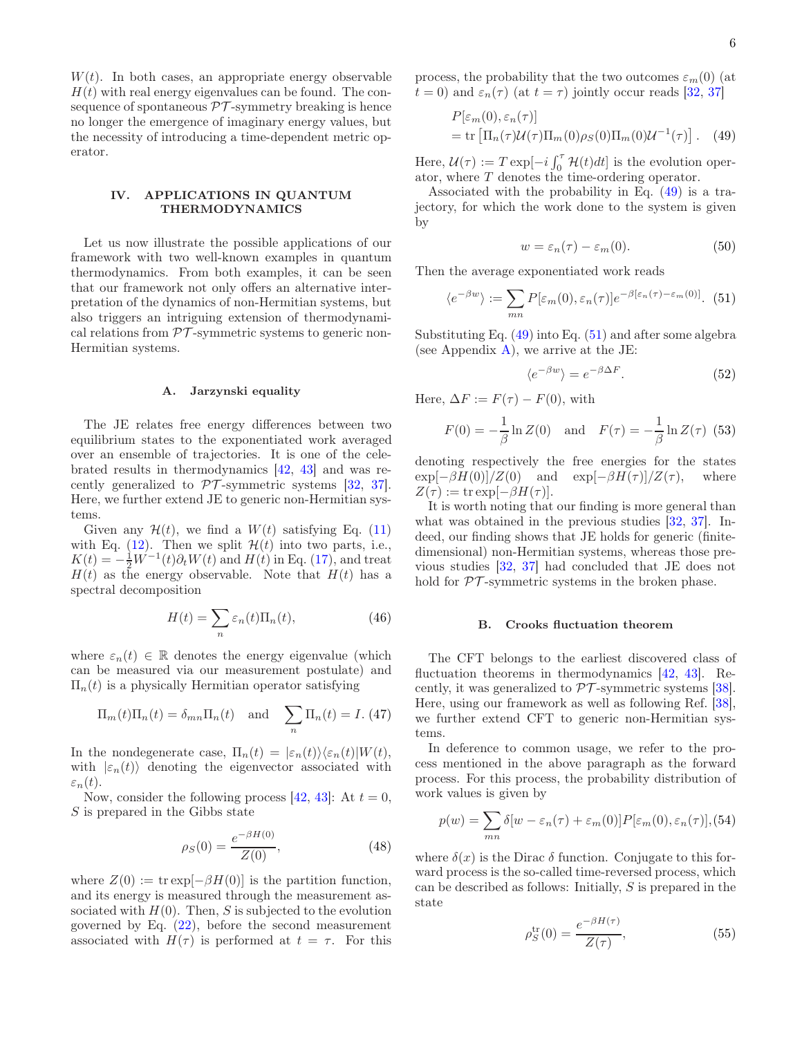$W(t)$. In both cases, an appropriate energy observable $H(t)$ with real energy eigenvalues can be found. The consequence of spontaneous $\mathcal{PT}$-symmetry breaking is hence no longer the emergence of imaginary energy values, but the necessity of introducing a time-dependent metric operator.

## IV. APPLICATIONS IN QUANTUM THERMODYNAMICS

Let us now illustrate the possible applications of our framework with two well-known examples in quantum thermodynamics. From both examples, it can be seen that our framework not only offers an alternative interpretation of the dynamics of non-Hermitian systems, but also triggers an intriguing extension of thermodynamical relations from $\mathcal{PT}$-symmetric systems to generic non-Hermitian systems.

### A. Jarzynski equality

The JE relates free energy differences between two equilibrium states to the exponentiated work averaged over an ensemble of trajectories. It is one of the celebrated results in thermodynamics [42, 43] and was recently generalized to $\mathcal{PT}$-symmetric systems [32, 37]. Here, we further extend JE to generic non-Hermitian systems.

Given any $\mathcal{H}(t)$, we find a $W(t)$ satisfying Eq. (11) with Eq. (12). Then we split $\mathcal{H}(t)$ into two parts, i.e., $K(t) = -\frac{1}{2}W^{-1}(t)\partial_t W(t)$ and $H(t)$ in Eq. (17), and treat $H(t)$ as the energy observable. Note that $H(t)$ has a spectral decomposition

$$H(t) = \sum_n \varepsilon_n(t)\Pi_n(t), \tag{46}$$

where $\varepsilon_n(t) \in \mathbb{R}$ denotes the energy eigenvalue (which can be measured via our measurement postulate) and $\Pi_n(t)$ is a physically Hermitian operator satisfying

$$\Pi_m(t)\Pi_n(t) = \delta_{mn}\Pi_n(t) \quad \text{and} \quad \sum_n \Pi_n(t) = I. \tag{47}$$

In the nondegenerate case, $\Pi_n(t) = |\varepsilon_n(t)\rangle\langle\varepsilon_n(t)|W(t)$, with $|\varepsilon_n(t)\rangle$ denoting the eigenvector associated with $\varepsilon_n(t)$.

Now, consider the following process [42, 43]: At $t = 0$, $S$ is prepared in the Gibbs state

$$\rho_S(0) = \frac{e^{-\beta H(0)}}{Z(0)}, \tag{48}$$

where $Z(0) := \operatorname{tr}\exp[-\beta H(0)]$ is the partition function, and its energy is measured through the measurement associated with $H(0)$. Then, $S$ is subjected to the evolution governed by Eq. (22), before the second measurement associated with $H(\tau)$ is performed at $t = \tau$. For this process, the probability that the two outcomes $\varepsilon_m(0)$ (at $t = 0$) and $\varepsilon_n(\tau)$ (at $t = \tau$) jointly occur reads [32, 37]

$$\begin{aligned} &P[\varepsilon_m(0), \varepsilon_n(\tau)] \\ &= \operatorname{tr}\left[\Pi_n(\tau)\mathcal{U}(\tau)\Pi_m(0)\rho_S(0)\Pi_m(0)\mathcal{U}^{-1}(\tau)\right]. \end{aligned} \tag{49}$$

Here, $\mathcal{U}(\tau) := T\exp[-i\int_0^\tau \mathcal{H}(t)dt]$ is the evolution operator, where $T$ denotes the time-ordering operator.

Associated with the probability in Eq. (49) is a trajectory, for which the work done to the system is given by

$$w = \varepsilon_n(\tau) - \varepsilon_m(0). \tag{50}$$

Then the average exponentiated work reads

$$\langle e^{-\beta w}\rangle := \sum_{mn} P[\varepsilon_m(0), \varepsilon_n(\tau)]e^{-\beta[\varepsilon_n(\tau) - \varepsilon_m(0)]}. \tag{51}$$

Substituting Eq. (49) into Eq. (51) and after some algebra (see Appendix A), we arrive at the JE:

$$\langle e^{-\beta w}\rangle = e^{-\beta\Delta F}. \tag{52}$$

Here, $\Delta F := F(\tau) - F(0)$, with

$$F(0) = -\frac{1}{\beta}\ln Z(0) \quad \text{and} \quad F(\tau) = -\frac{1}{\beta}\ln Z(\tau) \tag{53}$$

denoting respectively the free energies for the states $\exp[-\beta H(0)]/Z(0)$ and $\exp[-\beta H(\tau)]/Z(\tau)$, where $Z(\tau) := \operatorname{tr}\exp[-\beta H(\tau)]$.

It is worth noting that our finding is more general than what was obtained in the previous studies [32, 37]. Indeed, our finding shows that JE holds for generic (finite-dimensional) non-Hermitian systems, whereas those previous studies [32, 37] had concluded that JE does not hold for $\mathcal{PT}$-symmetric systems in the broken phase.

### B. Crooks fluctuation theorem

The CFT belongs to the earliest discovered class of fluctuation theorems in thermodynamics [42, 43]. Recently, it was generalized to $\mathcal{PT}$-symmetric systems [38]. Here, using our framework as well as following Ref. [38], we further extend CFT to generic non-Hermitian systems.

In deference to common usage, we refer to the process mentioned in the above paragraph as the forward process. For this process, the probability distribution of work values is given by

$$p(w) = \sum_{mn} \delta[w - \varepsilon_n(\tau) + \varepsilon_m(0)]P[\varepsilon_m(0), \varepsilon_n(\tau)], \tag{54}$$

where $\delta(x)$ is the Dirac $\delta$ function. Conjugate to this forward process is the so-called time-reversed process, which can be described as follows: Initially, $S$ is prepared in the state

$$\rho_S^{\text{tr}}(0) = \frac{e^{-\beta H(\tau)}}{Z(\tau)}, \tag{55}$$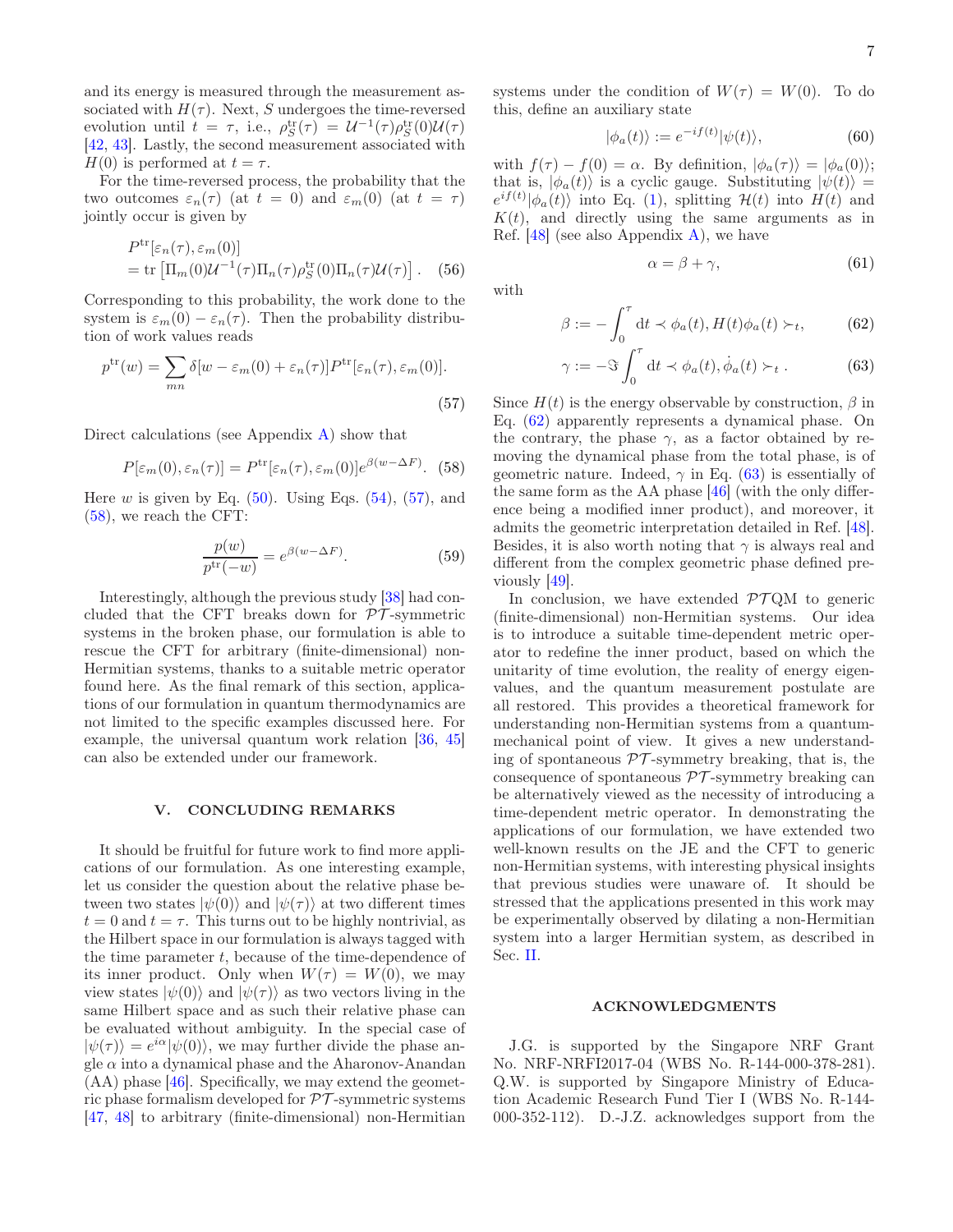and its energy is measured through the measurement associated with $H(\tau)$. Next, $S$ undergoes the time-reversed evolution until $t = \tau$, i.e., $\rho_S^{\rm tr}(\tau) = \mathcal{U}^{-1}(\tau)\rho_S^{\rm tr}(0)\mathcal{U}(\tau)$ [42, 43]. Lastly, the second measurement associated with $H(0)$ is performed at $t = \tau$.

For the time-reversed process, the probability that the two outcomes $\varepsilon_n(\tau)$ (at $t = 0$) and $\varepsilon_m(0)$ (at $t = \tau$) jointly occur is given by

$$
\begin{aligned}
&P^{\rm tr}[\varepsilon_n(\tau), \varepsilon_m(0)] \\
&= {\rm tr}\left[\Pi_m(0)\mathcal{U}^{-1}(\tau)\Pi_n(\tau)\rho_S^{\rm tr}(0)\Pi_n(\tau)\mathcal{U}(\tau)\right]. \quad (56)
\end{aligned}
$$

Corresponding to this probability, the work done to the system is $\varepsilon_m(0) - \varepsilon_n(\tau)$. Then the probability distribution of work values reads

$$
p^{\rm tr}(w) = \sum_{mn} \delta[w - \varepsilon_m(0) + \varepsilon_n(\tau)] P^{\rm tr}[\varepsilon_n(\tau), \varepsilon_m(0)]. \quad (57)
$$

Direct calculations (see Appendix A) show that

$$
P[\varepsilon_m(0), \varepsilon_n(\tau)] = P^{\rm tr}[\varepsilon_n(\tau), \varepsilon_m(0)] e^{\beta(w - \Delta F)}. \quad (58)
$$

Here $w$ is given by Eq. (50). Using Eqs. (54), (57), and (58), we reach the CFT:

$$
\frac{p(w)}{p^{\rm tr}(-w)} = e^{\beta(w - \Delta F)}. \quad (59)
$$

Interestingly, although the previous study [38] had concluded that the CFT breaks down for $\mathcal{PT}$-symmetric systems in the broken phase, our formulation is able to rescue the CFT for arbitrary (finite-dimensional) non-Hermitian systems, thanks to a suitable metric operator found here. As the final remark of this section, applications of our formulation in quantum thermodynamics are not limited to the specific examples discussed here. For example, the universal quantum work relation [36, 45] can also be extended under our framework.

## V. CONCLUDING REMARKS

It should be fruitful for future work to find more applications of our formulation. As one interesting example, let us consider the question about the relative phase between two states $|\psi(0)\rangle$ and $|\psi(\tau)\rangle$ at two different times $t = 0$ and $t = \tau$. This turns out to be highly nontrivial, as the Hilbert space in our formulation is always tagged with the time parameter $t$, because of the time-dependence of its inner product. Only when $W(\tau) = W(0)$, we may view states $|\psi(0)\rangle$ and $|\psi(\tau)\rangle$ as two vectors living in the same Hilbert space and as such their relative phase can be evaluated without ambiguity. In the special case of $|\psi(\tau)\rangle = e^{i\alpha}|\psi(0)\rangle$, we may further divide the phase angle $\alpha$ into a dynamical phase and the Aharonov-Anandan (AA) phase [46]. Specifically, we may extend the geometric phase formalism developed for $\mathcal{PT}$-symmetric systems [47, 48] to arbitrary (finite-dimensional) non-Hermitian systems under the condition of $W(\tau) = W(0)$. To do this, define an auxiliary state

$$
|\phi_a(t)\rangle := e^{-if(t)}|\psi(t)\rangle, \quad (60)
$$

with $f(\tau) - f(0) = \alpha$. By definition, $|\phi_a(\tau)\rangle = |\phi_a(0)\rangle$; that is, $|\phi_a(t)\rangle$ is a cyclic gauge. Substituting $|\psi(t)\rangle = e^{if(t)}|\phi_a(t)\rangle$ into Eq. (1), splitting $\mathcal{H}(t)$ into $H(t)$ and $K(t)$, and directly using the same arguments as in Ref. [48] (see also Appendix A), we have

$$
\alpha = \beta + \gamma, \quad (61)
$$

with

$$
\beta := -\int_0^\tau {\rm d}t \prec \phi_a(t), H(t)\phi_a(t) \succ_t, \quad (62)
$$

$$
\gamma := -\Im \int_0^\tau {\rm d}t \prec \phi_a(t), \dot{\phi}_a(t) \succ_t . \quad (63)
$$

Since $H(t)$ is the energy observable by construction, $\beta$ in Eq. (62) apparently represents a dynamical phase. On the contrary, the phase $\gamma$, as a factor obtained by removing the dynamical phase from the total phase, is of geometric nature. Indeed, $\gamma$ in Eq. (63) is essentially of the same form as the AA phase [46] (with the only difference being a modified inner product), and moreover, it admits the geometric interpretation detailed in Ref. [48]. Besides, it is also worth noting that $\gamma$ is always real and different from the complex geometric phase defined previously [49].

In conclusion, we have extended $\mathcal{PT}$QM to generic (finite-dimensional) non-Hermitian systems. Our idea is to introduce a suitable time-dependent metric operator to redefine the inner product, based on which the unitarity of time evolution, the reality of energy eigenvalues, and the quantum measurement postulate are all restored. This provides a theoretical framework for understanding non-Hermitian systems from a quantum-mechanical point of view. It gives a new understanding of spontaneous $\mathcal{PT}$-symmetry breaking, that is, the consequence of spontaneous $\mathcal{PT}$-symmetry breaking can be alternatively viewed as the necessity of introducing a time-dependent metric operator. In demonstrating the applications of our formulation, we have extended two well-known results on the JE and the CFT to generic non-Hermitian systems, with interesting physical insights that previous studies were unaware of. It should be stressed that the applications presented in this work may be experimentally observed by dilating a non-Hermitian system into a larger Hermitian system, as described in Sec. II.

## ACKNOWLEDGMENTS

J.G. is supported by the Singapore NRF Grant No. NRF-NRFI2017-04 (WBS No. R-144-000-378-281). Q.W. is supported by Singapore Ministry of Education Academic Research Fund Tier I (WBS No. R-144-000-352-112). D.-J.Z. acknowledges support from the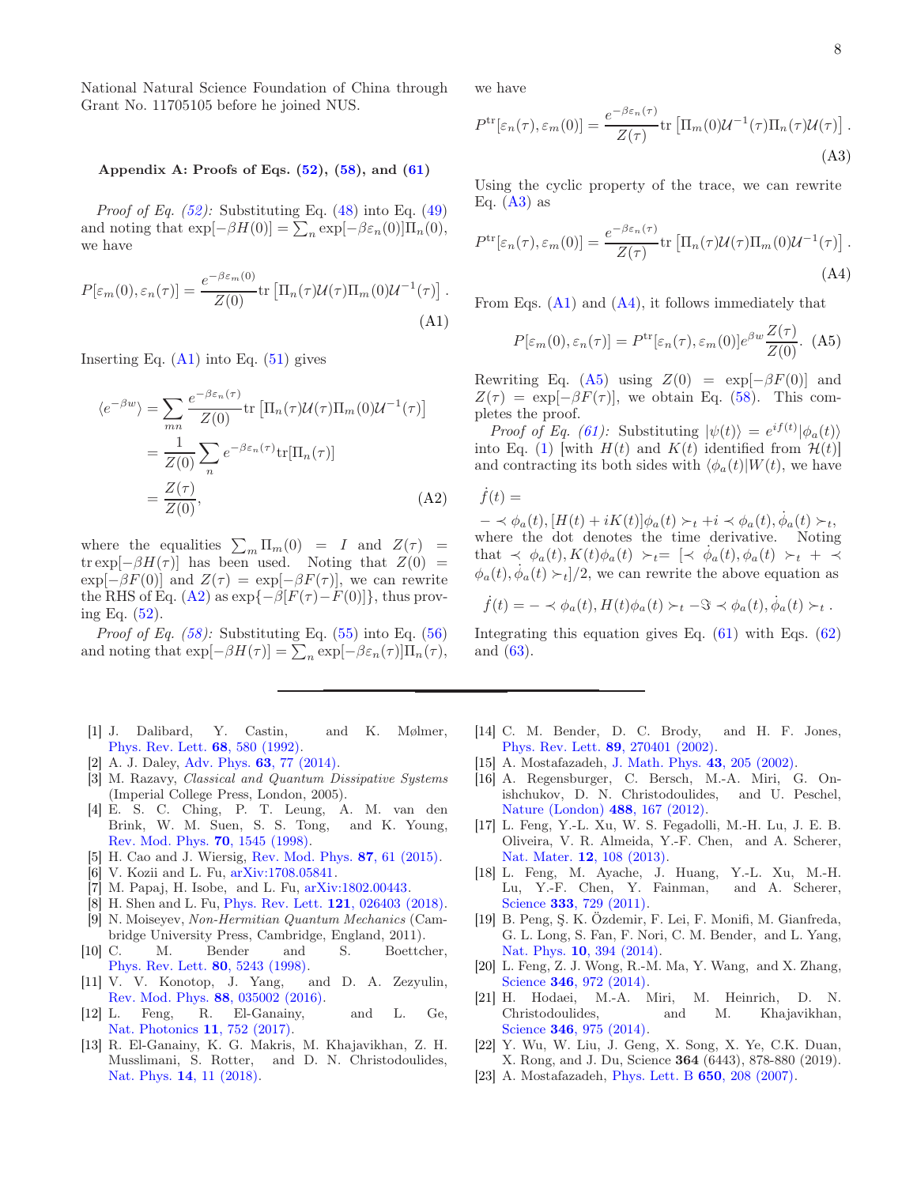National Natural Science Foundation of China through Grant No. 11705105 before he joined NUS.

### Appendix A: Proofs of Eqs. (52), (58), and (61)

*Proof of Eq. (52):* Substituting Eq. (48) into Eq. (49) and noting that $\exp[-\beta H(0)] = \sum_n \exp[-\beta\varepsilon_n(0)]\Pi_n(0)$, we have

$$P[\varepsilon_m(0), \varepsilon_n(\tau)] = \frac{e^{-\beta\varepsilon_m(0)}}{Z(0)} \mathrm{tr}\left[\Pi_n(\tau)\mathcal{U}(\tau)\Pi_m(0)\mathcal{U}^{-1}(\tau)\right]. \tag{A1}$$

Inserting Eq. (A1) into Eq. (51) gives

$$\begin{aligned}
\langle e^{-\beta w}\rangle &= \sum_{mn} \frac{e^{-\beta\varepsilon_n(\tau)}}{Z(0)} \mathrm{tr}\left[\Pi_n(\tau)\mathcal{U}(\tau)\Pi_m(0)\mathcal{U}^{-1}(\tau)\right] \\
&= \frac{1}{Z(0)} \sum_n e^{-\beta\varepsilon_n(\tau)} \mathrm{tr}[\Pi_n(\tau)] \\
&= \frac{Z(\tau)}{Z(0)},
\end{aligned} \tag{A2}$$

where the equalities $\sum_m \Pi_m(0) = I$ and $Z(\tau) = \mathrm{tr}\exp[-\beta H(\tau)]$ has been used. Noting that $Z(0) = \exp[-\beta F(0)]$ and $Z(\tau) = \exp[-\beta F(\tau)]$, we can rewrite the RHS of Eq. (A2) as $\exp\{-\beta[F(\tau) - F(0)]\}$, thus proving Eq. (52).

*Proof of Eq. (58):* Substituting Eq. (55) into Eq. (56) and noting that $\exp[-\beta H(\tau)] = \sum_n \exp[-\beta\varepsilon_n(\tau)]\Pi_n(\tau)$, we have

$$P^{\mathrm{tr}}[\varepsilon_n(\tau), \varepsilon_m(0)] = \frac{e^{-\beta\varepsilon_n(\tau)}}{Z(\tau)} \mathrm{tr}\left[\Pi_m(0)\mathcal{U}^{-1}(\tau)\Pi_n(\tau)\mathcal{U}(\tau)\right]. \tag{A3}$$

Using the cyclic property of the trace, we can rewrite Eq. (A3) as

$$P^{\mathrm{tr}}[\varepsilon_n(\tau), \varepsilon_m(0)] = \frac{e^{-\beta\varepsilon_n(\tau)}}{Z(\tau)} \mathrm{tr}\left[\Pi_n(\tau)\mathcal{U}(\tau)\Pi_m(0)\mathcal{U}^{-1}(\tau)\right]. \tag{A4}$$

From Eqs. (A1) and (A4), it follows immediately that

$$P[\varepsilon_m(0), \varepsilon_n(\tau)] = P^{\mathrm{tr}}[\varepsilon_n(\tau), \varepsilon_m(0)] e^{\beta w} \frac{Z(\tau)}{Z(0)}. \tag{A5}$$

Rewriting Eq. (A5) using $Z(0) = \exp[-\beta F(0)]$ and $Z(\tau) = \exp[-\beta F(\tau)]$, we obtain Eq. (58). This completes the proof.

*Proof of Eq. (61):* Substituting $|\psi(t)\rangle = e^{if(t)}|\phi_a(t)\rangle$ into Eq. (1) [with $H(t)$ and $K(t)$ identified from $\mathcal{H}(t)$] and contracting its both sides with $\langle\phi_a(t)|W(t)$, we have

$$\dot{f}(t) = \\ -\prec \phi_a(t), [H(t) + iK(t)]\phi_a(t) \succ_t + i \prec \phi_a(t), \dot{\phi}_a(t) \succ_t,$$

where the dot denotes the time derivative. Noting that $\prec \phi_a(t), K(t)\phi_a(t) \succ_t = [\prec \dot{\phi}_a(t), \phi_a(t) \succ_t + \prec \phi_a(t), \dot{\phi}_a(t) \succ_t]/2$, we can rewrite the above equation as

$$\dot{f}(t) = -\prec \phi_a(t), H(t)\phi_a(t) \succ_t - \Im \prec \phi_a(t), \dot{\phi}_a(t) \succ_t.$$

Integrating this equation gives Eq. (61) with Eqs. (62) and (63).

---

[1] J. Dalibard, Y. Castin, and K. Mølmer, Phys. Rev. Lett. **68**, 580 (1992).
[2] A. J. Daley, Adv. Phys. **63**, 77 (2014).
[3] M. Razavy, *Classical and Quantum Dissipative Systems* (Imperial College Press, London, 2005).
[4] E. S. C. Ching, P. T. Leung, A. M. van den Brink, W. M. Suen, S. S. Tong, and K. Young, Rev. Mod. Phys. **70**, 1545 (1998).
[5] H. Cao and J. Wiersig, Rev. Mod. Phys. **87**, 61 (2015).
[6] V. Kozii and L. Fu, arXiv:1708.05841.
[7] M. Papaj, H. Isobe, and L. Fu, arXiv:1802.00443.
[8] H. Shen and L. Fu, Phys. Rev. Lett. **121**, 026403 (2018).
[9] N. Moiseyev, *Non-Hermitian Quantum Mechanics* (Cambridge University Press, Cambridge, England, 2011).
[10] C. M. Bender and S. Boettcher, Phys. Rev. Lett. **80**, 5243 (1998).
[11] V. V. Konotop, J. Yang, and D. A. Zezyulin, Rev. Mod. Phys. **88**, 035002 (2016).
[12] L. Feng, R. El-Ganainy, and L. Ge, Nat. Photonics **11**, 752 (2017).
[13] R. El-Ganainy, K. G. Makris, M. Khajavikhan, Z. H. Musslimani, S. Rotter, and D. N. Christodoulides, Nat. Phys. **14**, 11 (2018).
[14] C. M. Bender, D. C. Brody, and H. F. Jones, Phys. Rev. Lett. **89**, 270401 (2002).
[15] A. Mostafazadeh, J. Math. Phys. **43**, 205 (2002).
[16] A. Regensburger, C. Bersch, M.-A. Miri, G. Onishchukov, D. N. Christodoulides, and U. Peschel, Nature (London) **488**, 167 (2012).
[17] L. Feng, Y.-L. Xu, W. S. Fegadolli, M.-H. Lu, J. E. B. Oliveira, V. R. Almeida, Y.-F. Chen, and A. Scherer, Nat. Mater. **12**, 108 (2013).
[18] L. Feng, M. Ayache, J. Huang, Y.-L. Xu, M.-H. Lu, Y.-F. Chen, Y. Fainman, and A. Scherer, Science **333**, 729 (2011).
[19] B. Peng, Ş. K. Özdemir, F. Lei, F. Monifi, M. Gianfreda, G. L. Long, S. Fan, F. Nori, C. M. Bender, and L. Yang, Nat. Phys. **10**, 394 (2014).
[20] L. Feng, Z. J. Wong, R.-M. Ma, Y. Wang, and X. Zhang, Science **346**, 972 (2014).
[21] H. Hodaei, M.-A. Miri, M. Heinrich, D. N. Christodoulides, and M. Khajavikhan, Science **346**, 975 (2014).
[22] Y. Wu, W. Liu, J. Geng, X. Song, X. Ye, C.K. Duan, X. Rong, and J. Du, Science **364** (6443), 878-880 (2019).
[23] A. Mostafazadeh, Phys. Lett. B **650**, 208 (2007).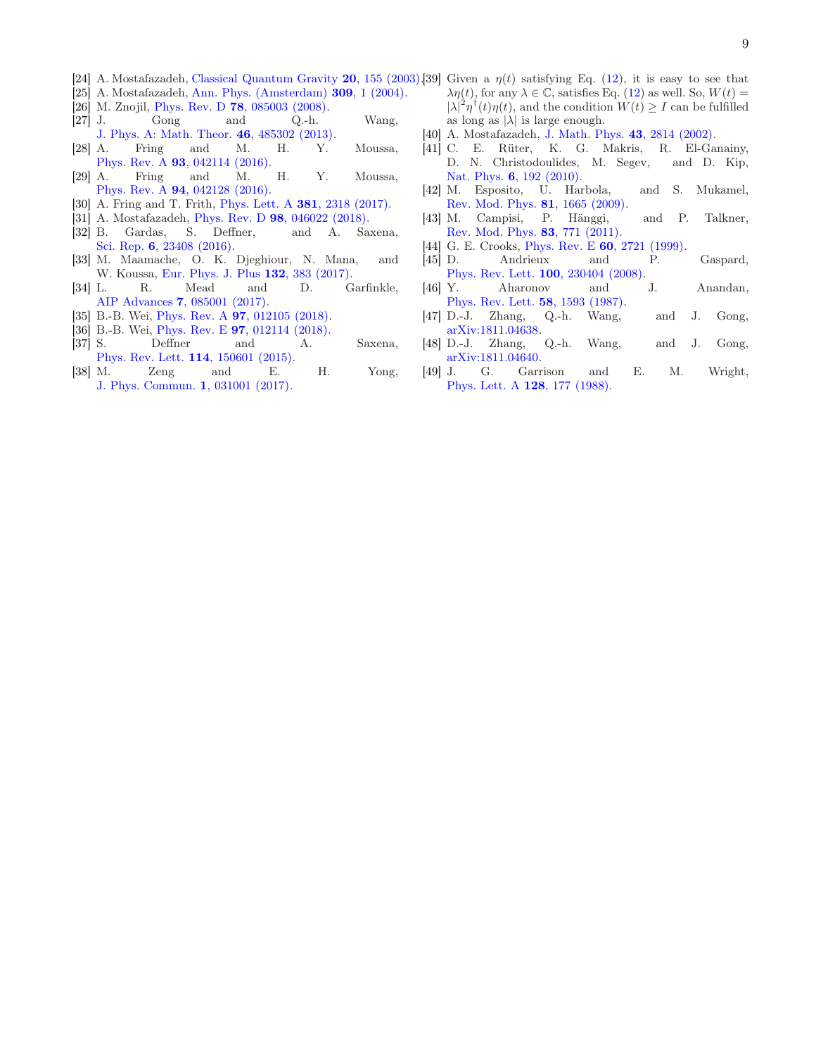[24] A. Mostafazadeh, Classical Quantum Gravity **20**, 155 (2003).

[25] A. Mostafazadeh, Ann. Phys. (Amsterdam) **309**, 1 (2004).

[26] M. Znojil, Phys. Rev. D **78**, 085003 (2008).

[27] J. Gong and Q.-h. Wang, J. Phys. A: Math. Theor. **46**, 485302 (2013).

[28] A. Fring and M. H. Y. Moussa, Phys. Rev. A **93**, 042114 (2016).

[29] A. Fring and M. H. Y. Moussa, Phys. Rev. A **94**, 042128 (2016).

[30] A. Fring and T. Frith, Phys. Lett. A **381**, 2318 (2017).

[31] A. Mostafazadeh, Phys. Rev. D **98**, 046022 (2018).

[32] B. Gardas, S. Deffner, and A. Saxena, Sci. Rep. **6**, 23408 (2016).

[33] M. Maamache, O. K. Djeghiour, N. Mana, and W. Koussa, Eur. Phys. J. Plus **132**, 383 (2017).

[34] L. R. Mead and D. Garfinkle, AIP Advances **7**, 085001 (2017).

[35] B.-B. Wei, Phys. Rev. A **97**, 012105 (2018).

[36] B.-B. Wei, Phys. Rev. E **97**, 012114 (2018).

[37] S. Deffner and A. Saxena, Phys. Rev. Lett. **114**, 150601 (2015).

[38] M. Zeng and E. H. Yong, J. Phys. Commun. **1**, 031001 (2017).

[39] Given a $\eta(t)$ satisfying Eq. (12), it is easy to see that $\lambda\eta(t)$, for any $\lambda \in \mathbb{C}$, satisfies Eq. (12) as well. So, $W(t) = |\lambda|^2\eta^\dagger(t)\eta(t)$, and the condition $W(t) \geq I$ can be fulfilled as long as $|\lambda|$ is large enough.

[40] A. Mostafazadeh, J. Math. Phys. **43**, 2814 (2002).

[41] C. E. Rüter, K. G. Makris, R. El-Ganainy, D. N. Christodoulides, M. Segev, and D. Kip, Nat. Phys. **6**, 192 (2010).

[42] M. Esposito, U. Harbola, and S. Mukamel, Rev. Mod. Phys. **81**, 1665 (2009).

[43] M. Campisi, P. Hänggi, and P. Talkner, Rev. Mod. Phys. **83**, 771 (2011).

[44] G. E. Crooks, Phys. Rev. E **60**, 2721 (1999).

[45] D. Andrieux and P. Gaspard, Phys. Rev. Lett. **100**, 230404 (2008).

[46] Y. Aharonov and J. Anandan, Phys. Rev. Lett. **58**, 1593 (1987).

[47] D.-J. Zhang, Q.-h. Wang, and J. Gong, arXiv:1811.04638.

[48] D.-J. Zhang, Q.-h. Wang, and J. Gong, arXiv:1811.04640.

[49] J. G. Garrison and E. M. Wright, Phys. Lett. A **128**, 177 (1988).